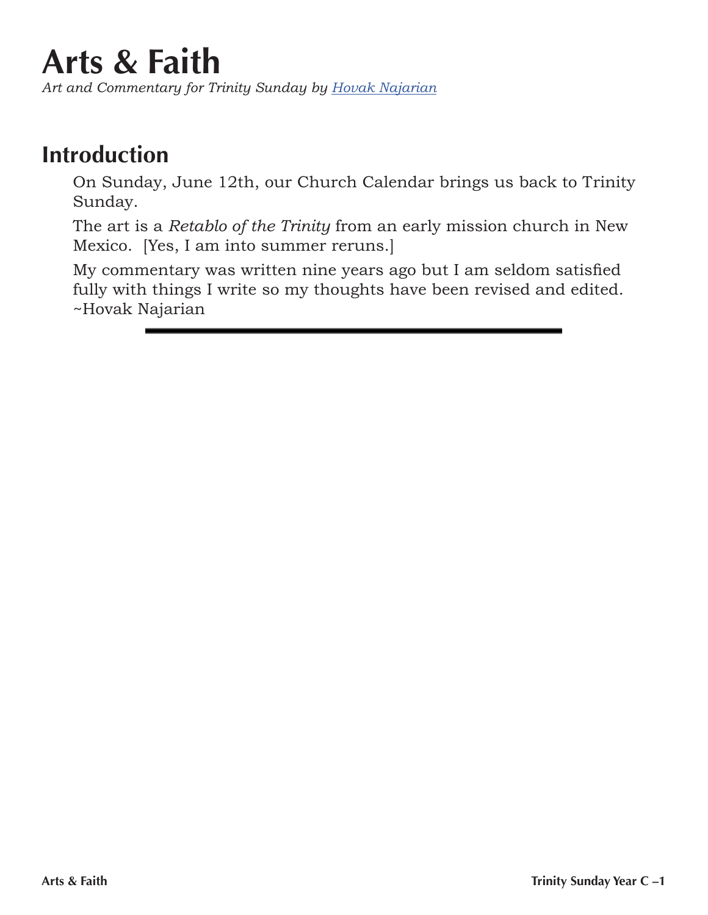# Arts & Faith

*Art and Commentary for Trinity Sunday by Hovak Najarian*

## Introduction

On Sunday, June 12th, our Church Calendar brings us back to Trinity Sunday.

The art is a *Retablo of the Trinity* from an early mission church in New Mexico. [Yes, I am into summer reruns.]

My commentary was written nine years ago but I am seldom satisfied fully with things I write so my thoughts have been revised and edited. ~Hovak Najarian

---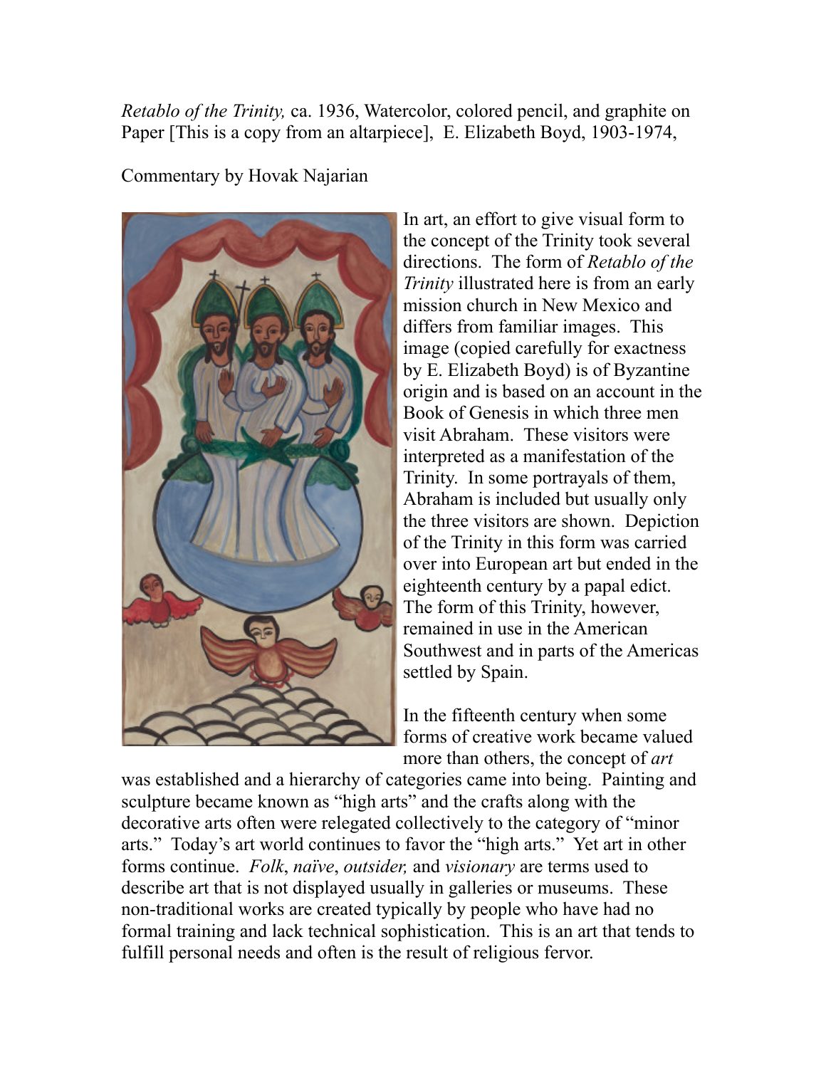*Retablo of the Trinity,* ca. 1936, Watercolor, colored pencil, and graphite on Paper [This is a copy from an altarpiece], E. Elizabeth Boyd, 1903-1974,

Commentary by Hovak Najarian

In art, an effort to give visual form to the concept of the Trinity took several directions. The form of *Retablo of the Trinity* illustrated here is from an early mission church in New Mexico and differs from familiar images. This image (copied carefully for exactness by E. Elizabeth Boyd) is of Byzantine origin and is based on an account in the Book of Genesis in which three men visit Abraham. These visitors were interpreted as a manifestation of the Trinity. In some portrayals of them, Abraham is included but usually only the three visitors are shown. Depiction of the Trinity in this form was carried over into European art but ended in the eighteenth century by a papal edict. The form of this Trinity, however, remained in use in the American Southwest and in parts of the Americas settled by Spain.

In the fifteenth century when some forms of creative work became valued more than others, the concept of *art* was established and a hierarchy of categories came into being. Painting and sculpture became known as "high arts" and the crafts along with the decorative arts often were relegated collectively to the category of "minor arts." Today's art world continues to favor the "high arts." Yet art in other forms continue. *Folk*, *naïve*, *outsider,* and *visionary* are terms used to describe art that is not displayed usually in galleries or museums. These non-traditional works are created typically by people who have had no formal training and lack technical sophistication. This is an art that tends to fulfill personal needs and often is the result of religious fervor.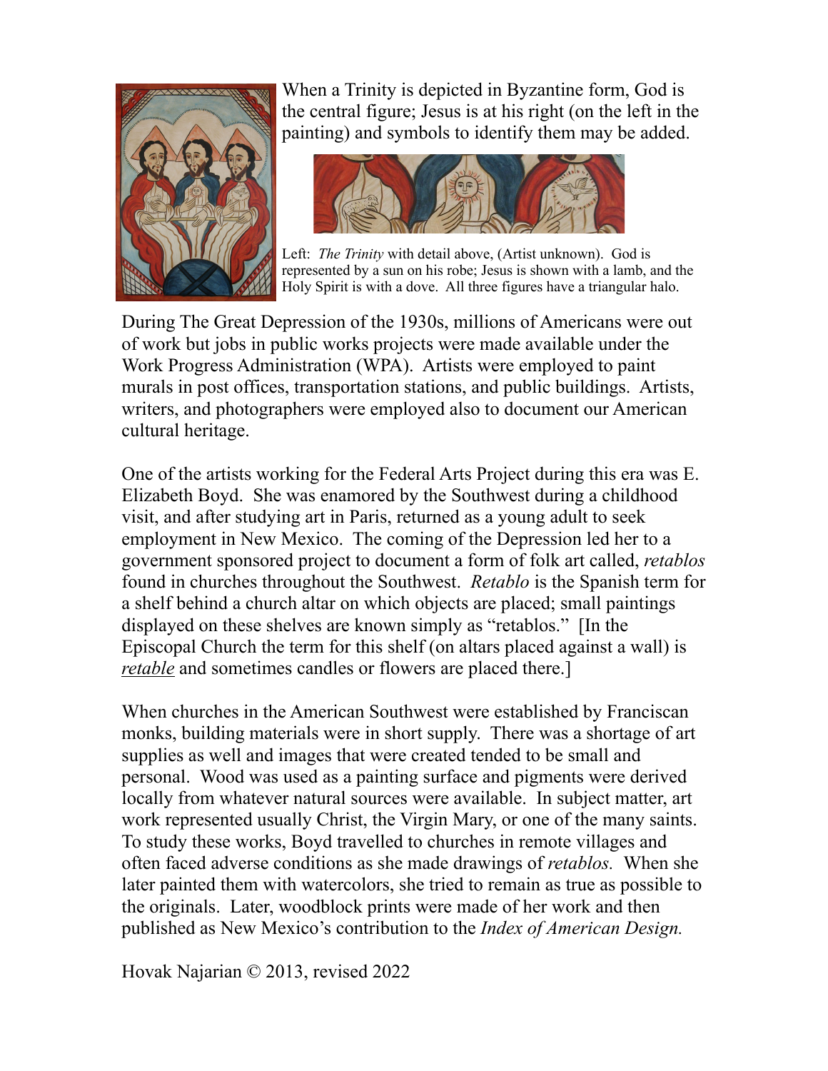When a Trinity is depicted in Byzantine form, God is the central figure; Jesus is at his right (on the left in the painting) and symbols to identify them may be added.

Left: *The Trinity* with detail above, (Artist unknown). God is represented by a sun on his robe; Jesus is shown with a lamb, and the Holy Spirit is with a dove. All three figures have a triangular halo.

During The Great Depression of the 1930s, millions of Americans were out of work but jobs in public works projects were made available under the Work Progress Administration (WPA). Artists were employed to paint murals in post offices, transportation stations, and public buildings. Artists, writers, and photographers were employed also to document our American cultural heritage.

One of the artists working for the Federal Arts Project during this era was E. Elizabeth Boyd. She was enamored by the Southwest during a childhood visit, and after studying art in Paris, returned as a young adult to seek employment in New Mexico. The coming of the Depression led her to a government sponsored project to document a form of folk art called, *retablos* found in churches throughout the Southwest. *Retablo* is the Spanish term for a shelf behind a church altar on which objects are placed; small paintings displayed on these shelves are known simply as "retablos." [In the Episcopal Church the term for this shelf (on altars placed against a wall) is <u>*retable*</u> and sometimes candles or flowers are placed there.]

When churches in the American Southwest were established by Franciscan monks, building materials were in short supply. There was a shortage of art supplies as well and images that were created tended to be small and personal. Wood was used as a painting surface and pigments were derived locally from whatever natural sources were available. In subject matter, art work represented usually Christ, the Virgin Mary, or one of the many saints. To study these works, Boyd travelled to churches in remote villages and often faced adverse conditions as she made drawings of *retablos.* When she later painted them with watercolors, she tried to remain as true as possible to the originals. Later, woodblock prints were made of her work and then published as New Mexico's contribution to the *Index of American Design.*

Hovak Najarian © 2013, revised 2022